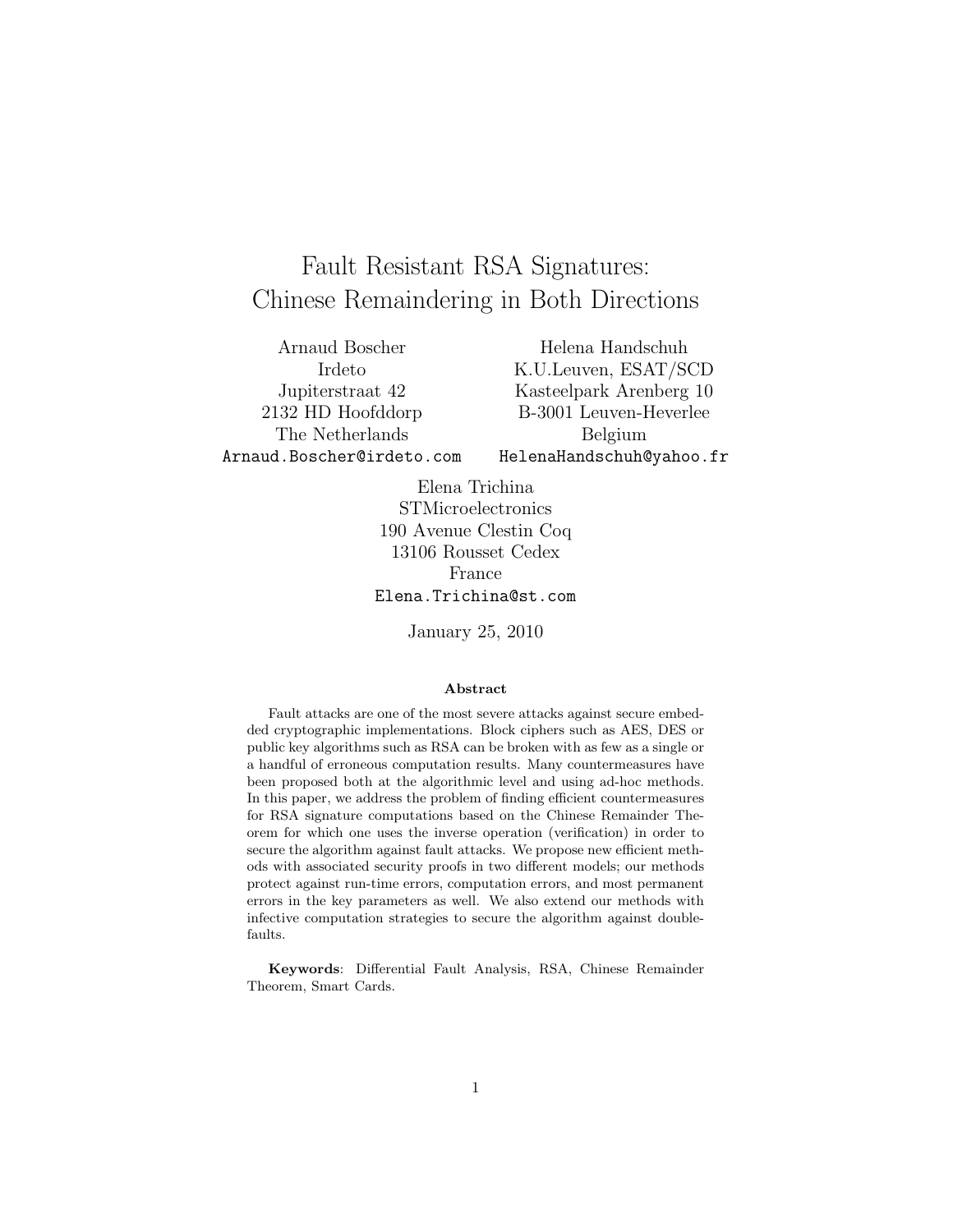# Fault Resistant RSA Signatures: Chinese Remaindering in Both Directions

Arnaud Boscher
Irdeto
Jupiterstraat 42
2132 HD Hoofddorp
The Netherlands
Arnaud.Boscher@irdeto.com

Helena Handschuh
K.U.Leuven, ESAT/SCD
Kasteelpark Arenberg 10
B-3001 Leuven-Heverlee
Belgium
HelenaHandschuh@yahoo.fr

Elena Trichina
STMicroelectronics
190 Avenue Clestin Coq
13106 Rousset Cedex
France
Elena.Trichina@st.com

January 25, 2010

### Abstract

Fault attacks are one of the most severe attacks against secure embedded cryptographic implementations. Block ciphers such as AES, DES or public key algorithms such as RSA can be broken with as few as a single or a handful of erroneous computation results. Many countermeasures have been proposed both at the algorithmic level and using ad-hoc methods. In this paper, we address the problem of finding efficient countermeasures for RSA signature computations based on the Chinese Remainder Theorem for which one uses the inverse operation (verification) in order to secure the algorithm against fault attacks. We propose new efficient methods with associated security proofs in two different models; our methods protect against run-time errors, computation errors, and most permanent errors in the key parameters as well. We also extend our methods with infective computation strategies to secure the algorithm against double-faults.

**Keywords**: Differential Fault Analysis, RSA, Chinese Remainder Theorem, Smart Cards.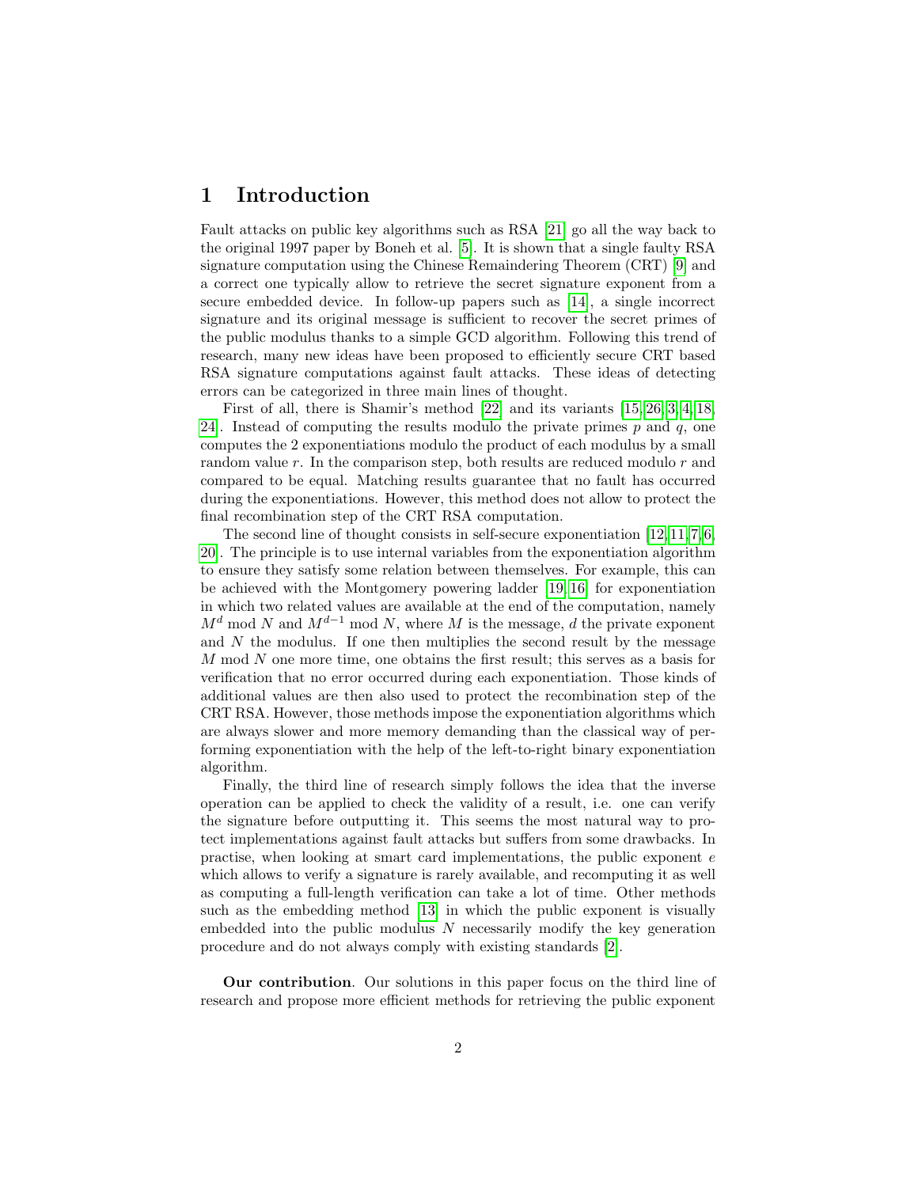# 1 Introduction

Fault attacks on public key algorithms such as RSA [21] go all the way back to the original 1997 paper by Boneh et al. [5]. It is shown that a single faulty RSA signature computation using the Chinese Remaindering Theorem (CRT) [9] and a correct one typically allow to retrieve the secret signature exponent from a secure embedded device. In follow-up papers such as [14], a single incorrect signature and its original message is sufficient to recover the secret primes of the public modulus thanks to a simple GCD algorithm. Following this trend of research, many new ideas have been proposed to efficiently secure CRT based RSA signature computations against fault attacks. These ideas of detecting errors can be categorized in three main lines of thought.

First of all, there is Shamir's method [22] and its variants [15,26,3,4,18,24]. Instead of computing the results modulo the private primes $p$ and $q$, one computes the 2 exponentiations modulo the product of each modulus by a small random value $r$. In the comparison step, both results are reduced modulo $r$ and compared to be equal. Matching results guarantee that no fault has occurred during the exponentiations. However, this method does not allow to protect the final recombination step of the CRT RSA computation.

The second line of thought consists in self-secure exponentiation [12,11,7,6,20]. The principle is to use internal variables from the exponentiation algorithm to ensure they satisfy some relation between themselves. For example, this can be achieved with the Montgomery powering ladder [19,16] for exponentiation in which two related values are available at the end of the computation, namely $M^d \bmod N$ and $M^{d-1} \bmod N$, where $M$ is the message, $d$ the private exponent and $N$ the modulus. If one then multiplies the second result by the message $M \bmod N$ one more time, one obtains the first result; this serves as a basis for verification that no error occurred during each exponentiation. Those kinds of additional values are then also used to protect the recombination step of the CRT RSA. However, those methods impose the exponentiation algorithms which are always slower and more memory demanding than the classical way of performing exponentiation with the help of the left-to-right binary exponentiation algorithm.

Finally, the third line of research simply follows the idea that the inverse operation can be applied to check the validity of a result, i.e. one can verify the signature before outputting it. This seems the most natural way to protect implementations against fault attacks but suffers from some drawbacks. In practise, when looking at smart card implementations, the public exponent $e$ which allows to verify a signature is rarely available, and recomputing it as well as computing a full-length verification can take a lot of time. Other methods such as the embedding method [13] in which the public exponent is visually embedded into the public modulus $N$ necessarily modify the key generation procedure and do not always comply with existing standards [2].

**Our contribution**. Our solutions in this paper focus on the third line of research and propose more efficient methods for retrieving the public exponent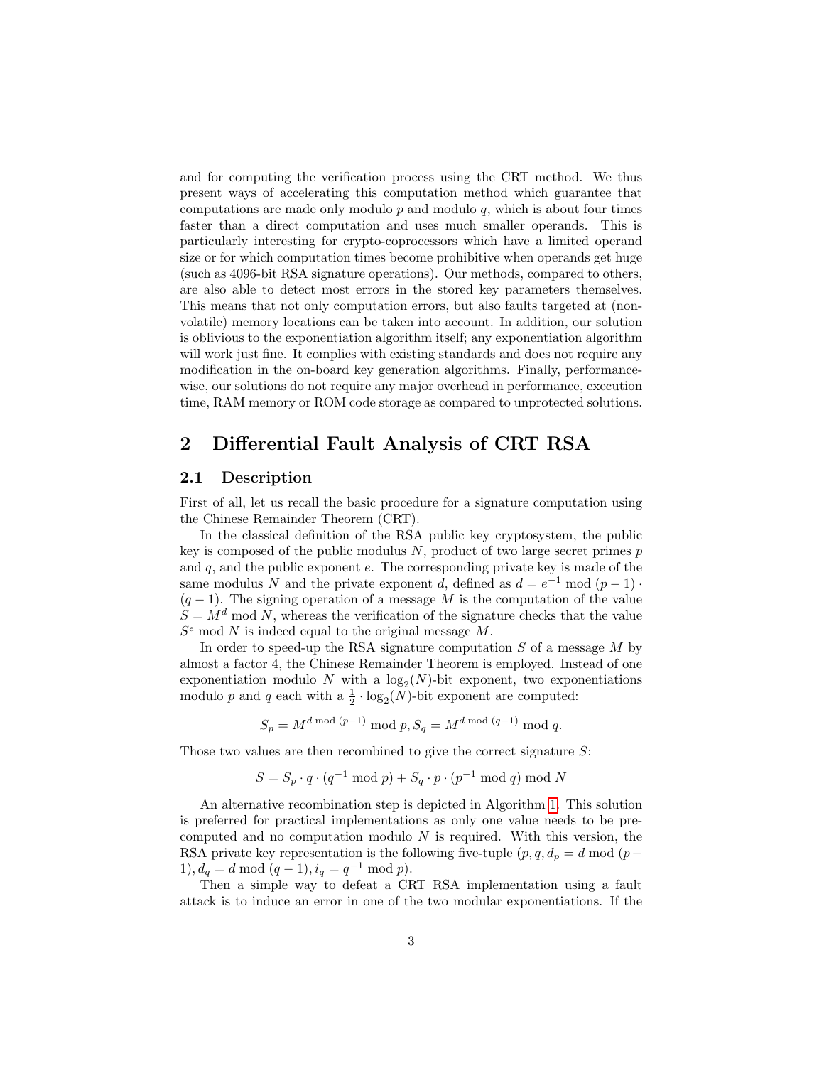and for computing the verification process using the CRT method. We thus present ways of accelerating this computation method which guarantee that computations are made only modulo $p$ and modulo $q$, which is about four times faster than a direct computation and uses much smaller operands. This is particularly interesting for crypto-coprocessors which have a limited operand size or for which computation times become prohibitive when operands get huge (such as 4096-bit RSA signature operations). Our methods, compared to others, are also able to detect most errors in the stored key parameters themselves. This means that not only computation errors, but also faults targeted at (non-volatile) memory locations can be taken into account. In addition, our solution is oblivious to the exponentiation algorithm itself; any exponentiation algorithm will work just fine. It complies with existing standards and does not require any modification in the on-board key generation algorithms. Finally, performance-wise, our solutions do not require any major overhead in performance, execution time, RAM memory or ROM code storage as compared to unprotected solutions.

## 2 Differential Fault Analysis of CRT RSA

### 2.1 Description

First of all, let us recall the basic procedure for a signature computation using the Chinese Remainder Theorem (CRT).

In the classical definition of the RSA public key cryptosystem, the public key is composed of the public modulus $N$, product of two large secret primes $p$ and $q$, and the public exponent $e$. The corresponding private key is made of the same modulus $N$ and the private exponent $d$, defined as $d = e^{-1} \bmod (p-1) \cdot (q-1)$. The signing operation of a message $M$ is the computation of the value $S = M^d \bmod N$, whereas the verification of the signature checks that the value $S^e \bmod N$ is indeed equal to the original message $M$.

In order to speed-up the RSA signature computation $S$ of a message $M$ by almost a factor 4, the Chinese Remainder Theorem is employed. Instead of one exponentiation modulo $N$ with a $\log_2(N)$-bit exponent, two exponentiations modulo $p$ and $q$ each with a $\frac{1}{2} \cdot \log_2(N)$-bit exponent are computed:

$$S_p = M^{d \bmod (p-1)} \bmod p, S_q = M^{d \bmod (q-1)} \bmod q.$$

Those two values are then recombined to give the correct signature $S$:

$$S = S_p \cdot q \cdot (q^{-1} \bmod p) + S_q \cdot p \cdot (p^{-1} \bmod q) \bmod N$$

An alternative recombination step is depicted in Algorithm 1. This solution is preferred for practical implementations as only one value needs to be pre-computed and no computation modulo $N$ is required. With this version, the RSA private key representation is the following five-tuple $(p, q, d_p = d \bmod (p-1), d_q = d \bmod (q-1), i_q = q^{-1} \bmod p)$.

Then a simple way to defeat a CRT RSA implementation using a fault attack is to induce an error in one of the two modular exponentiations. If the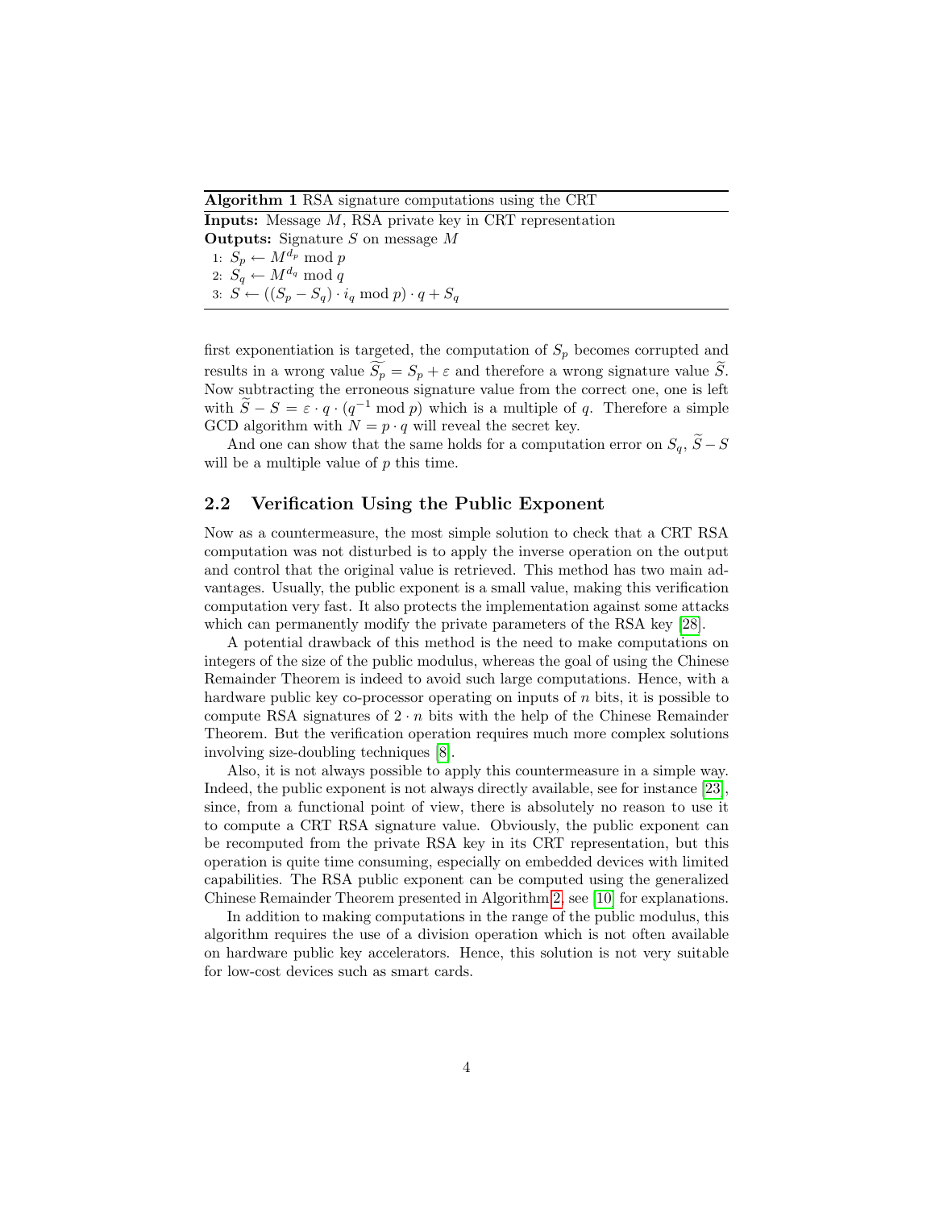**Algorithm 1** RSA signature computations using the CRT

**Inputs:** Message $M$, RSA private key in CRT representation
**Outputs:** Signature $S$ on message $M$

1: $S_p \leftarrow M^{d_p} \bmod p$
2: $S_q \leftarrow M^{d_q} \bmod q$
3: $S \leftarrow ((S_p - S_q) \cdot i_q \bmod p) \cdot q + S_q$

first exponentiation is targeted, the computation of $S_p$ becomes corrupted and results in a wrong value $\widetilde{S_p} = S_p + \varepsilon$ and therefore a wrong signature value $\widetilde{S}$. Now subtracting the erroneous signature value from the correct one, one is left with $\widetilde{S} - S = \varepsilon \cdot q \cdot (q^{-1} \bmod p)$ which is a multiple of $q$. Therefore a simple GCD algorithm with $N = p \cdot q$ will reveal the secret key.

And one can show that the same holds for a computation error on $S_q$, $\widetilde{S} - S$ will be a multiple value of $p$ this time.

## 2.2 Verification Using the Public Exponent

Now as a countermeasure, the most simple solution to check that a CRT RSA computation was not disturbed is to apply the inverse operation on the output and control that the original value is retrieved. This method has two main advantages. Usually, the public exponent is a small value, making this verification computation very fast. It also protects the implementation against some attacks which can permanently modify the private parameters of the RSA key [28].

A potential drawback of this method is the need to make computations on integers of the size of the public modulus, whereas the goal of using the Chinese Remainder Theorem is indeed to avoid such large computations. Hence, with a hardware public key co-processor operating on inputs of $n$ bits, it is possible to compute RSA signatures of $2 \cdot n$ bits with the help of the Chinese Remainder Theorem. But the verification operation requires much more complex solutions involving size-doubling techniques [8].

Also, it is not always possible to apply this countermeasure in a simple way. Indeed, the public exponent is not always directly available, see for instance [23], since, from a functional point of view, there is absolutely no reason to use it to compute a CRT RSA signature value. Obviously, the public exponent can be recomputed from the private RSA key in its CRT representation, but this operation is quite time consuming, especially on embedded devices with limited capabilities. The RSA public exponent can be computed using the generalized Chinese Remainder Theorem presented in Algorithm 2, see [10] for explanations.

In addition to making computations in the range of the public modulus, this algorithm requires the use of a division operation which is not often available on hardware public key accelerators. Hence, this solution is not very suitable for low-cost devices such as smart cards.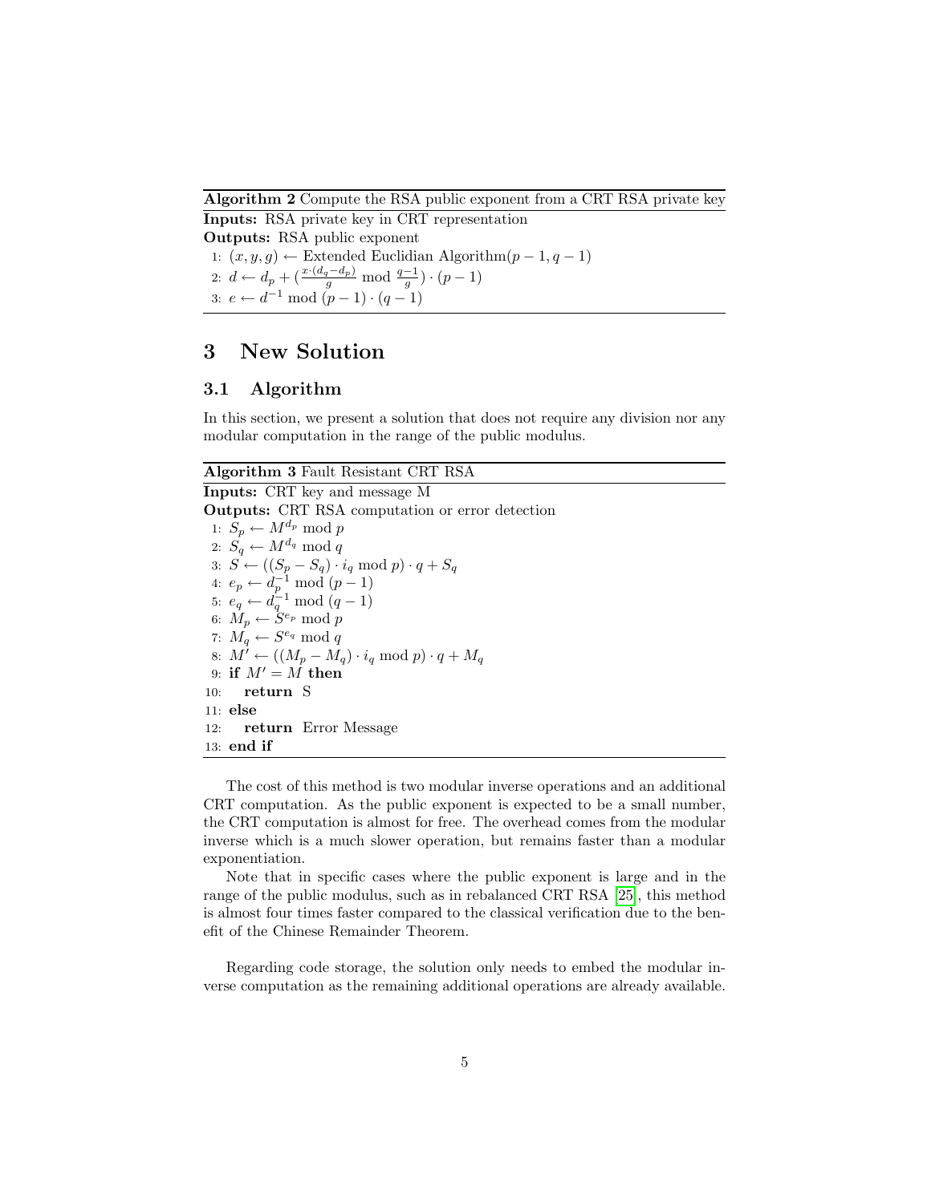**Algorithm 2** Compute the RSA public exponent from a CRT RSA private key

**Inputs:** RSA private key in CRT representation
**Outputs:** RSA public exponent

1: $(x, y, g) \leftarrow$ Extended Euclidian Algorithm$(p-1, q-1)$
2: $d \leftarrow d_p + (\frac{x \cdot (d_q - d_p)}{g} \bmod \frac{q-1}{g}) \cdot (p-1)$
3: $e \leftarrow d^{-1} \bmod (p-1) \cdot (q-1)$

# 3 New Solution

## 3.1 Algorithm

In this section, we present a solution that does not require any division nor any modular computation in the range of the public modulus.

**Algorithm 3** Fault Resistant CRT RSA

**Inputs:** CRT key and message M
**Outputs:** CRT RSA computation or error detection

1: $S_p \leftarrow M^{d_p} \bmod p$
2: $S_q \leftarrow M^{d_q} \bmod q$
3: $S \leftarrow ((S_p - S_q) \cdot i_q \bmod p) \cdot q + S_q$
4: $e_p \leftarrow d_p^{-1} \bmod (p-1)$
5: $e_q \leftarrow d_q^{-1} \bmod (q-1)$
6: $M_p \leftarrow S^{e_p} \bmod p$
7: $M_q \leftarrow S^{e_q} \bmod q$
8: $M' \leftarrow ((M_p - M_q) \cdot i_q \bmod p) \cdot q + M_q$
9: **if** $M' = M$ **then**
10: &nbsp;&nbsp;&nbsp;&nbsp;**return** S
11: **else**
12: &nbsp;&nbsp;&nbsp;&nbsp;**return** Error Message
13: **end if**

The cost of this method is two modular inverse operations and an additional CRT computation. As the public exponent is expected to be a small number, the CRT computation is almost for free. The overhead comes from the modular inverse which is a much slower operation, but remains faster than a modular exponentiation.

Note that in specific cases where the public exponent is large and in the range of the public modulus, such as in rebalanced CRT RSA [25], this method is almost four times faster compared to the classical verification due to the benefit of the Chinese Remainder Theorem.

Regarding code storage, the solution only needs to embed the modular inverse computation as the remaining additional operations are already available.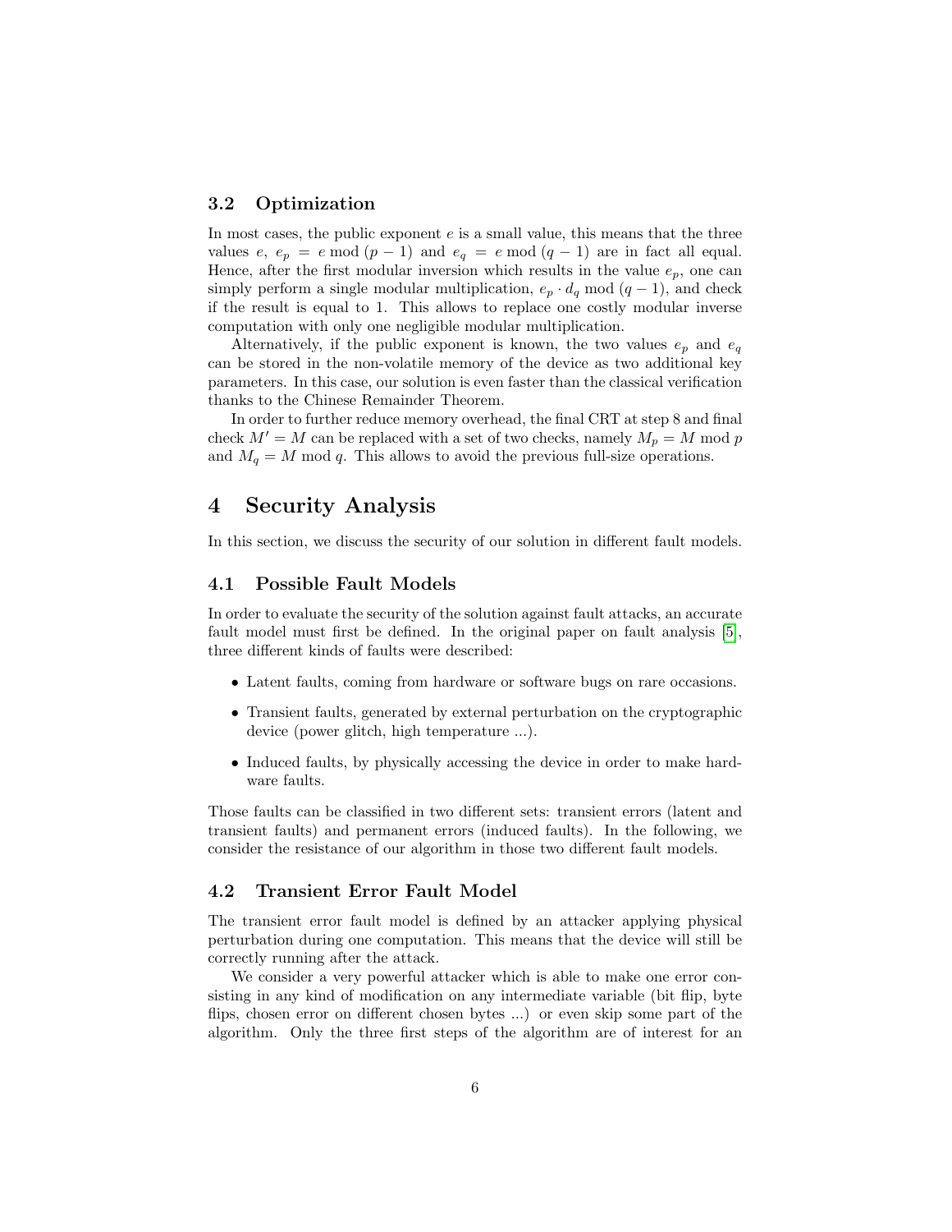### 3.2 Optimization

In most cases, the public exponent $e$ is a small value, this means that the three values $e$, $e_p = e \bmod (p-1)$ and $e_q = e \bmod (q-1)$ are in fact all equal. Hence, after the first modular inversion which results in the value $e_p$, one can simply perform a single modular multiplication, $e_p \cdot d_q \bmod (q-1)$, and check if the result is equal to 1. This allows to replace one costly modular inverse computation with only one negligible modular multiplication.

Alternatively, if the public exponent is known, the two values $e_p$ and $e_q$ can be stored in the non-volatile memory of the device as two additional key parameters. In this case, our solution is even faster than the classical verification thanks to the Chinese Remainder Theorem.

In order to further reduce memory overhead, the final CRT at step 8 and final check $M' = M$ can be replaced with a set of two checks, namely $M_p = M \bmod p$ and $M_q = M \bmod q$. This allows to avoid the previous full-size operations.

## 4 Security Analysis

In this section, we discuss the security of our solution in different fault models.

### 4.1 Possible Fault Models

In order to evaluate the security of the solution against fault attacks, an accurate fault model must first be defined. In the original paper on fault analysis [5], three different kinds of faults were described:

- Latent faults, coming from hardware or software bugs on rare occasions.
- Transient faults, generated by external perturbation on the cryptographic device (power glitch, high temperature ...).
- Induced faults, by physically accessing the device in order to make hardware faults.

Those faults can be classified in two different sets: transient errors (latent and transient faults) and permanent errors (induced faults). In the following, we consider the resistance of our algorithm in those two different fault models.

### 4.2 Transient Error Fault Model

The transient error fault model is defined by an attacker applying physical perturbation during one computation. This means that the device will still be correctly running after the attack.

We consider a very powerful attacker which is able to make one error consisting in any kind of modification on any intermediate variable (bit flip, byte flips, chosen error on different chosen bytes ...) or even skip some part of the algorithm. Only the three first steps of the algorithm are of interest for an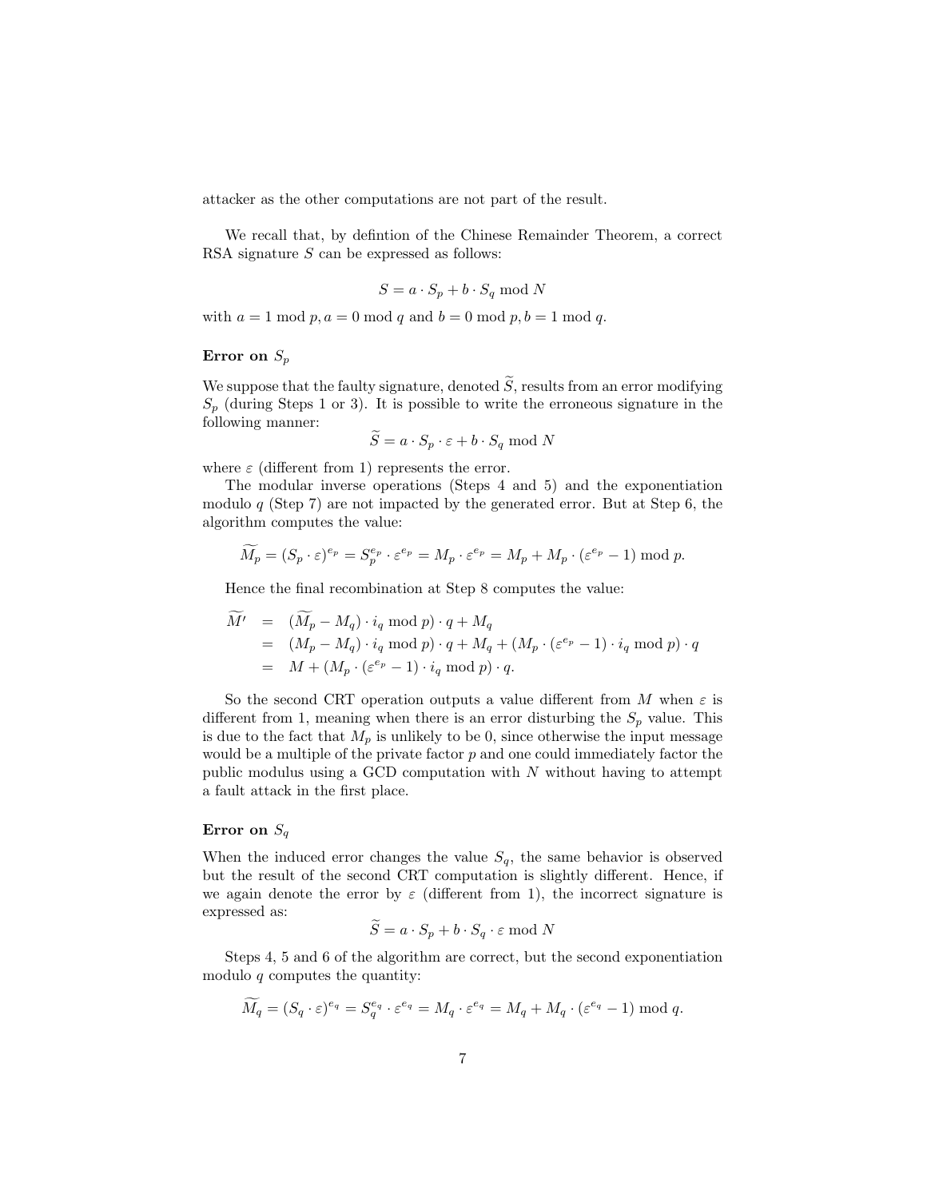attacker as the other computations are not part of the result.

We recall that, by defintion of the Chinese Remainder Theorem, a correct RSA signature $S$ can be expressed as follows:

$$S = a \cdot S_p + b \cdot S_q \bmod N$$

with $a = 1 \bmod p, a = 0 \bmod q$ and $b = 0 \bmod p, b = 1 \bmod q$.

**Error on $S_p$**

We suppose that the faulty signature, denoted $\widetilde{S}$, results from an error modifying $S_p$ (during Steps 1 or 3). It is possible to write the erroneous signature in the following manner:

$$\widetilde{S} = a \cdot S_p \cdot \varepsilon + b \cdot S_q \bmod N$$

where $\varepsilon$ (different from 1) represents the error.

The modular inverse operations (Steps 4 and 5) and the exponentiation modulo $q$ (Step 7) are not impacted by the generated error. But at Step 6, the algorithm computes the value:

$$\widetilde{M_p} = (S_p \cdot \varepsilon)^{e_p} = S_p^{e_p} \cdot \varepsilon^{e_p} = M_p \cdot \varepsilon^{e_p} = M_p + M_p \cdot (\varepsilon^{e_p} - 1) \bmod p.$$

Hence the final recombination at Step 8 computes the value:

$$\begin{aligned}
\widetilde{M'} &= (\widetilde{M_p} - M_q) \cdot i_q \bmod p) \cdot q + M_q \\
&= (M_p - M_q) \cdot i_q \bmod p) \cdot q + M_q + (M_p \cdot (\varepsilon^{e_p} - 1) \cdot i_q \bmod p) \cdot q \\
&= M + (M_p \cdot (\varepsilon^{e_p} - 1) \cdot i_q \bmod p) \cdot q.
\end{aligned}$$

So the second CRT operation outputs a value different from $M$ when $\varepsilon$ is different from 1, meaning when there is an error disturbing the $S_p$ value. This is due to the fact that $M_p$ is unlikely to be 0, since otherwise the input message would be a multiple of the private factor $p$ and one could immediately factor the public modulus using a GCD computation with $N$ without having to attempt a fault attack in the first place.

**Error on $S_q$**

When the induced error changes the value $S_q$, the same behavior is observed but the result of the second CRT computation is slightly different. Hence, if we again denote the error by $\varepsilon$ (different from 1), the incorrect signature is expressed as:

$$\widetilde{S} = a \cdot S_p + b \cdot S_q \cdot \varepsilon \bmod N$$

Steps 4, 5 and 6 of the algorithm are correct, but the second exponentiation modulo $q$ computes the quantity:

$$\widetilde{M_q} = (S_q \cdot \varepsilon)^{e_q} = S_q^{e_q} \cdot \varepsilon^{e_q} = M_q \cdot \varepsilon^{e_q} = M_q + M_q \cdot (\varepsilon^{e_q} - 1) \bmod q.$$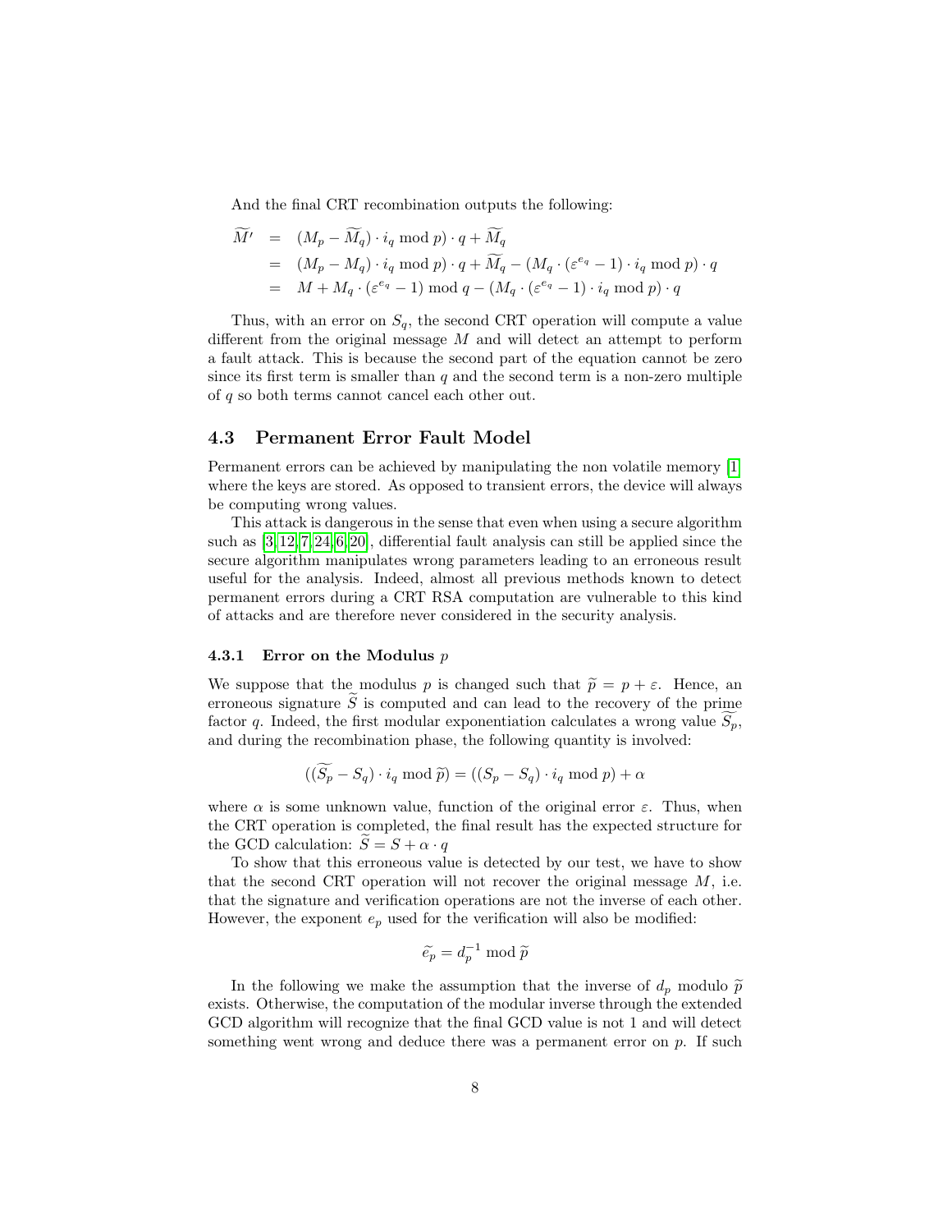And the final CRT recombination outputs the following:

$$
\begin{aligned}
\widetilde{M'} &= (M_p - \widetilde{M_q}) \cdot i_q \bmod p) \cdot q + \widetilde{M_q} \\
&= (M_p - M_q) \cdot i_q \bmod p) \cdot q + \widetilde{M_q} - (M_q \cdot (\varepsilon^{e_q} - 1) \cdot i_q \bmod p) \cdot q \\
&= M + M_q \cdot (\varepsilon^{e_q} - 1) \bmod q - (M_q \cdot (\varepsilon^{e_q} - 1) \cdot i_q \bmod p) \cdot q
\end{aligned}
$$

Thus, with an error on $S_q$, the second CRT operation will compute a value different from the original message $M$ and will detect an attempt to perform a fault attack. This is because the second part of the equation cannot be zero since its first term is smaller than $q$ and the second term is a non-zero multiple of $q$ so both terms cannot cancel each other out.

## 4.3 Permanent Error Fault Model

Permanent errors can be achieved by manipulating the non volatile memory [1] where the keys are stored. As opposed to transient errors, the device will always be computing wrong values.

This attack is dangerous in the sense that even when using a secure algorithm such as [3,12,7,24,6,20], differential fault analysis can still be applied since the secure algorithm manipulates wrong parameters leading to an erroneous result useful for the analysis. Indeed, almost all previous methods known to detect permanent errors during a CRT RSA computation are vulnerable to this kind of attacks and are therefore never considered in the security analysis.

### 4.3.1 Error on the Modulus $p$

We suppose that the modulus $p$ is changed such that $\widetilde{p} = p + \varepsilon$. Hence, an erroneous signature $\widetilde{S}$ is computed and can lead to the recovery of the prime factor $q$. Indeed, the first modular exponentiation calculates a wrong value $\widetilde{S_p}$, and during the recombination phase, the following quantity is involved:

$$((\widetilde{S_p} - S_q) \cdot i_q \bmod \widetilde{p}) = ((S_p - S_q) \cdot i_q \bmod p) + \alpha$$

where $\alpha$ is some unknown value, function of the original error $\varepsilon$. Thus, when the CRT operation is completed, the final result has the expected structure for the GCD calculation: $\widetilde{S} = S + \alpha \cdot q$

To show that this erroneous value is detected by our test, we have to show that the second CRT operation will not recover the original message $M$, i.e. that the signature and verification operations are not the inverse of each other. However, the exponent $e_p$ used for the verification will also be modified:

$$\widetilde{e_p} = d_p^{-1} \bmod \widetilde{p}$$

In the following we make the assumption that the inverse of $d_p$ modulo $\widetilde{p}$ exists. Otherwise, the computation of the modular inverse through the extended GCD algorithm will recognize that the final GCD value is not 1 and will detect something went wrong and deduce there was a permanent error on $p$. If such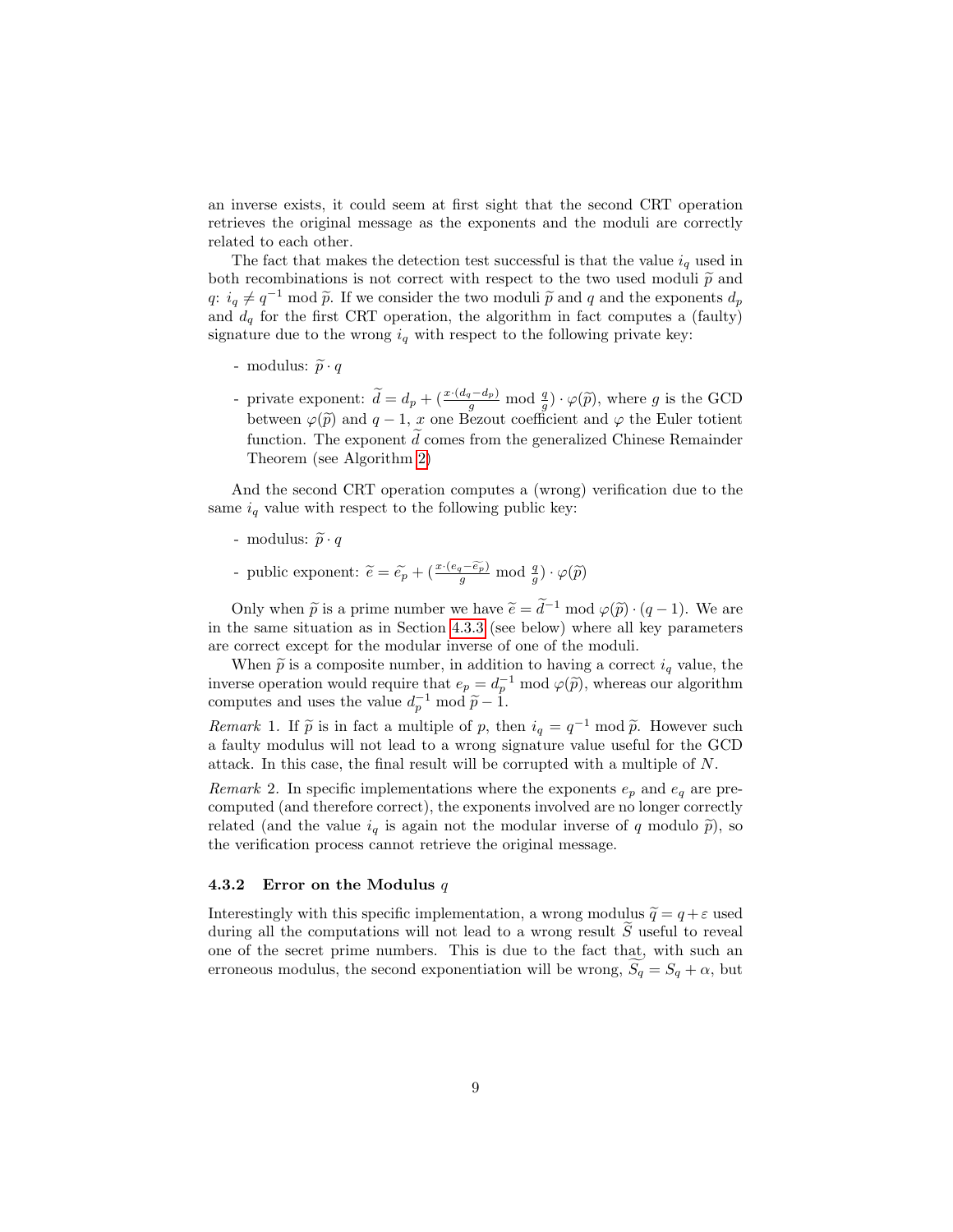an inverse exists, it could seem at first sight that the second CRT operation retrieves the original message as the exponents and the moduli are correctly related to each other.

The fact that makes the detection test successful is that the value $i_q$ used in both recombinations is not correct with respect to the two used moduli $\widetilde{p}$ and $q$: $i_q \neq q^{-1} \bmod \widetilde{p}$. If we consider the two moduli $\widetilde{p}$ and $q$ and the exponents $d_p$ and $d_q$ for the first CRT operation, the algorithm in fact computes a (faulty) signature due to the wrong $i_q$ with respect to the following private key:

- modulus: $\widetilde{p} \cdot q$
- private exponent: $\widetilde{d} = d_p + (\frac{x \cdot (d_q - d_p)}{g} \bmod \frac{q}{g}) \cdot \varphi(\widetilde{p})$, where $g$ is the GCD between $\varphi(\widetilde{p})$ and $q-1$, $x$ one Bezout coefficient and $\varphi$ the Euler totient function. The exponent $\widetilde{d}$ comes from the generalized Chinese Remainder Theorem (see Algorithm 2)

And the second CRT operation computes a (wrong) verification due to the same $i_q$ value with respect to the following public key:

- modulus: $\widetilde{p} \cdot q$
- public exponent: $\widetilde{e} = \widetilde{e_p} + (\frac{x \cdot (e_q - \widetilde{e_p})}{g} \bmod \frac{q}{g}) \cdot \varphi(\widetilde{p})$

Only when $\widetilde{p}$ is a prime number we have $\widetilde{e} = \widetilde{d}^{-1} \bmod \varphi(\widetilde{p}) \cdot (q-1)$. We are in the same situation as in Section 4.3.3 (see below) where all key parameters are correct except for the modular inverse of one of the moduli.

When $\widetilde{p}$ is a composite number, in addition to having a correct $i_q$ value, the inverse operation would require that $e_p = d_p^{-1} \bmod \varphi(\widetilde{p})$, whereas our algorithm computes and uses the value $d_p^{-1} \bmod \widetilde{p} - 1$.

*Remark* 1. If $\widetilde{p}$ is in fact a multiple of $p$, then $i_q = q^{-1} \bmod \widetilde{p}$. However such a faulty modulus will not lead to a wrong signature value useful for the GCD attack. In this case, the final result will be corrupted with a multiple of $N$.

*Remark* 2. In specific implementations where the exponents $e_p$ and $e_q$ are precomputed (and therefore correct), the exponents involved are no longer correctly related (and the value $i_q$ is again not the modular inverse of $q$ modulo $\widetilde{p}$), so the verification process cannot retrieve the original message.

### 4.3.2 Error on the Modulus $q$

Interestingly with this specific implementation, a wrong modulus $\widetilde{q} = q + \varepsilon$ used during all the computations will not lead to a wrong result $\widetilde{S}$ useful to reveal one of the secret prime numbers. This is due to the fact that, with such an erroneous modulus, the second exponentiation will be wrong, $\widetilde{S_q} = S_q + \alpha$, but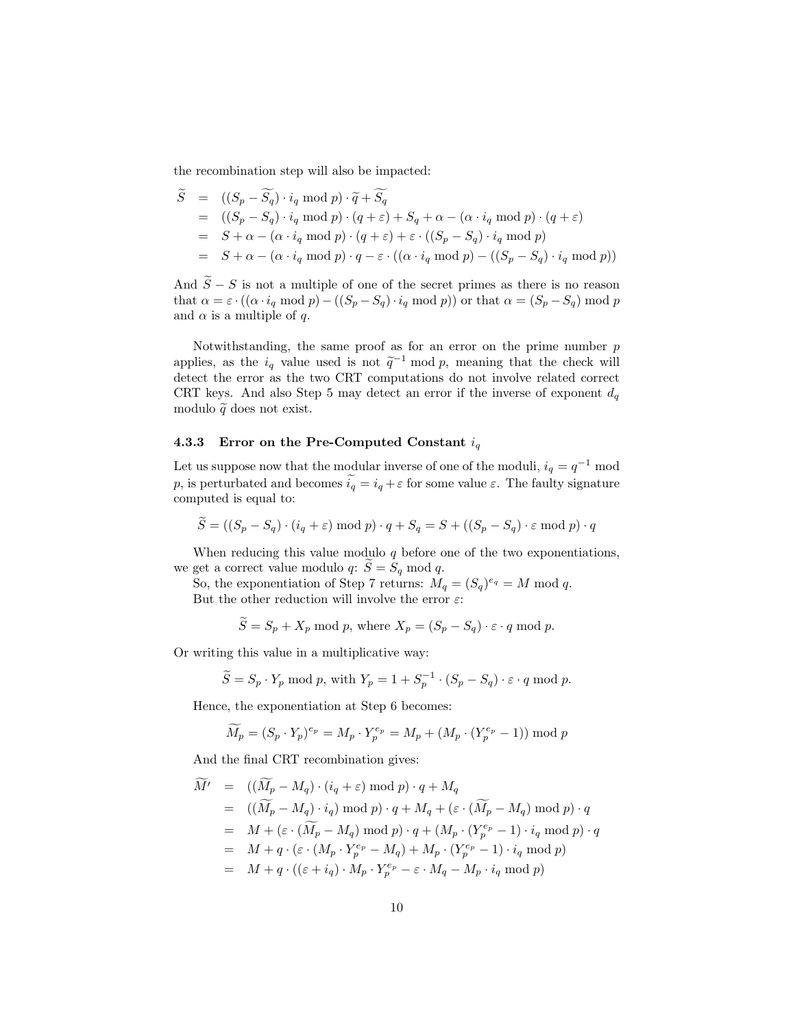the recombination step will also be impacted:

$$
\begin{aligned}
\widetilde{S} &= ((S_p - \widetilde{S_q}) \cdot i_q \bmod p) \cdot \widetilde{q} + \widetilde{S_q} \\
&= ((S_p - S_q) \cdot i_q \bmod p) \cdot (q + \varepsilon) + S_q + \alpha - (\alpha \cdot i_q \bmod p) \cdot (q + \varepsilon) \\
&= S + \alpha - (\alpha \cdot i_q \bmod p) \cdot (q + \varepsilon) + \varepsilon \cdot ((S_p - S_q) \cdot i_q \bmod p) \\
&= S + \alpha - (\alpha \cdot i_q \bmod p) \cdot q - \varepsilon \cdot ((\alpha \cdot i_q \bmod p) - ((S_p - S_q) \cdot i_q \bmod p))
\end{aligned}
$$

And $\widetilde{S} - S$ is not a multiple of one of the secret primes as there is no reason that $\alpha = \varepsilon \cdot ((\alpha \cdot i_q \bmod p) - ((S_p - S_q) \cdot i_q \bmod p))$ or that $\alpha = (S_p - S_q) \bmod p$ and $\alpha$ is a multiple of $q$.

Notwithstanding, the same proof as for an error on the prime number $p$ applies, as the $i_q$ value used is not $\widetilde{q}^{-1} \bmod p$, meaning that the check will detect the error as the two CRT computations do not involve related correct CRT keys. And also Step 5 may detect an error if the inverse of exponent $d_q$ modulo $\widetilde{q}$ does not exist.

### 4.3.3 Error on the Pre-Computed Constant $i_q$

Let us suppose now that the modular inverse of one of the moduli, $i_q = q^{-1} \bmod p$, is perturbated and becomes $\widetilde{i_q} = i_q + \varepsilon$ for some value $\varepsilon$. The faulty signature computed is equal to:

$$\widetilde{S} = ((S_p - S_q) \cdot (i_q + \varepsilon) \bmod p) \cdot q + S_q = S + ((S_p - S_q) \cdot \varepsilon \bmod p) \cdot q$$

When reducing this value modulo $q$ before one of the two exponentiations, we get a correct value modulo $q$: $\widetilde{S} = S_q \bmod q$.

So, the exponentiation of Step 7 returns: $M_q = (S_q)^{e_q} = M \bmod q$.

But the other reduction will involve the error $\varepsilon$:

$$\widetilde{S} = S_p + X_p \bmod p, \text{ where } X_p = (S_p - S_q) \cdot \varepsilon \cdot q \bmod p.$$

Or writing this value in a multiplicative way:

$$\widetilde{S} = S_p \cdot Y_p \bmod p, \text{ with } Y_p = 1 + S_p^{-1} \cdot (S_p - S_q) \cdot \varepsilon \cdot q \bmod p.$$

Hence, the exponentiation at Step 6 becomes:

$$\widetilde{M_p} = (S_p \cdot Y_p)^{e_p} = M_p \cdot Y_p^{e_p} = M_p + (M_p \cdot (Y_p^{e_p} - 1)) \bmod p$$

And the final CRT recombination gives:

$$
\begin{aligned}
\widetilde{M'} &= ((\widetilde{M_p} - M_q) \cdot (i_q + \varepsilon) \bmod p) \cdot q + M_q \\
&= ((\widetilde{M_p} - M_q) \cdot i_q) \bmod p) \cdot q + M_q + (\varepsilon \cdot (\widetilde{M_p} - M_q) \bmod p) \cdot q \\
&= M + (\varepsilon \cdot (\widetilde{M_p} - M_q) \bmod p) \cdot q + (M_p \cdot (Y_p^{e_p} - 1) \cdot i_q \bmod p) \cdot q \\
&= M + q \cdot (\varepsilon \cdot (M_p \cdot Y_p^{e_p} - M_q) + M_p \cdot (Y_p^{e_p} - 1) \cdot i_q \bmod p) \\
&= M + q \cdot ((\varepsilon + i_q) \cdot M_p \cdot Y_p^{e_p} - \varepsilon \cdot M_q - M_p \cdot i_q \bmod p)
\end{aligned}
$$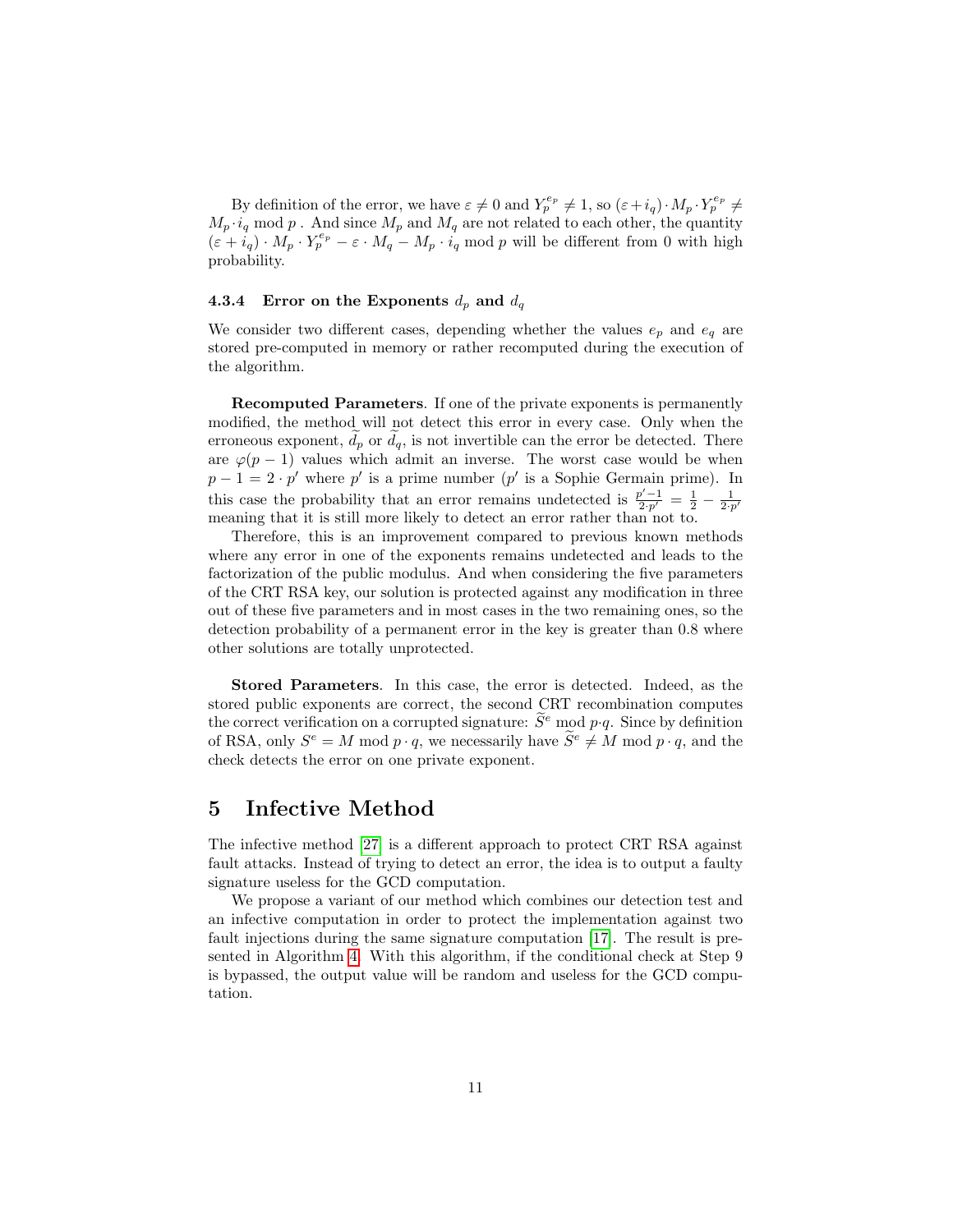By definition of the error, we have $\varepsilon \neq 0$ and $Y_p^{e_p} \neq 1$, so $(\varepsilon + i_q) \cdot M_p \cdot Y_p^{e_p} \neq M_p \cdot i_q \bmod p$ . And since $M_p$ and $M_q$ are not related to each other, the quantity $(\varepsilon + i_q) \cdot M_p \cdot Y_p^{e_p} - \varepsilon \cdot M_q - M_p \cdot i_q \bmod p$ will be different from 0 with high probability.

#### 4.3.4 Error on the Exponents $d_p$ and $d_q$

We consider two different cases, depending whether the values $e_p$ and $e_q$ are stored pre-computed in memory or rather recomputed during the execution of the algorithm.

**Recomputed Parameters**. If one of the private exponents is permanently modified, the method will not detect this error in every case. Only when the erroneous exponent, $\widetilde{d_p}$ or $\widetilde{d_q}$, is not invertible can the error be detected. There are $\varphi(p-1)$ values which admit an inverse. The worst case would be when $p - 1 = 2 \cdot p'$ where $p'$ is a prime number ($p'$ is a Sophie Germain prime). In this case the probability that an error remains undetected is $\frac{p'-1}{2 \cdot p'} = \frac{1}{2} - \frac{1}{2 \cdot p'}$ meaning that it is still more likely to detect an error rather than not to.

Therefore, this is an improvement compared to previous known methods where any error in one of the exponents remains undetected and leads to the factorization of the public modulus. And when considering the five parameters of the CRT RSA key, our solution is protected against any modification in three out of these five parameters and in most cases in the two remaining ones, so the detection probability of a permanent error in the key is greater than 0.8 where other solutions are totally unprotected.

**Stored Parameters**. In this case, the error is detected. Indeed, as the stored public exponents are correct, the second CRT recombination computes the correct verification on a corrupted signature: $\widetilde{S}^e \bmod p{\cdot}q$. Since by definition of RSA, only $S^e = M \bmod p \cdot q$, we necessarily have $\widetilde{S}^e \neq M \bmod p \cdot q$, and the check detects the error on one private exponent.

## 5 Infective Method

The infective method [27] is a different approach to protect CRT RSA against fault attacks. Instead of trying to detect an error, the idea is to output a faulty signature useless for the GCD computation.

We propose a variant of our method which combines our detection test and an infective computation in order to protect the implementation against two fault injections during the same signature computation [17]. The result is presented in Algorithm 4. With this algorithm, if the conditional check at Step 9 is bypassed, the output value will be random and useless for the GCD computation.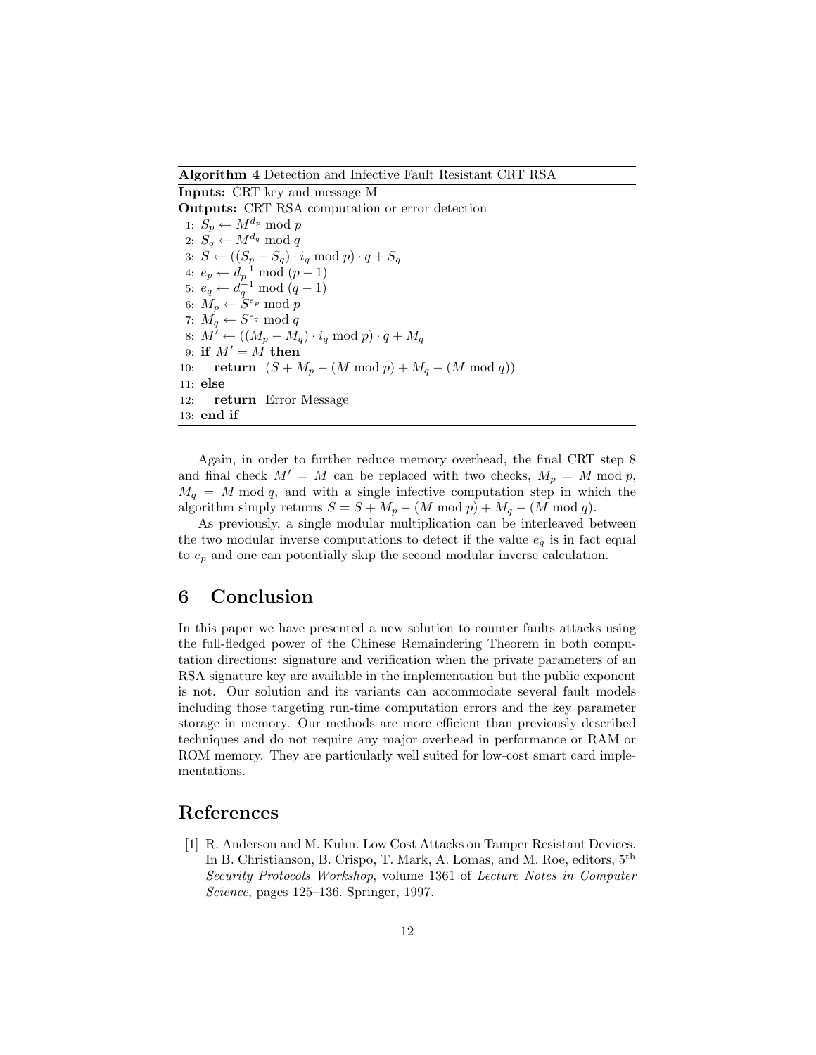**Algorithm 4** Detection and Infective Fault Resistant CRT RSA

**Inputs:** CRT key and message M

**Outputs:** CRT RSA computation or error detection

1: $S_p \leftarrow M^{d_p} \bmod p$
2: $S_q \leftarrow M^{d_q} \bmod q$
3: $S \leftarrow ((S_p - S_q) \cdot i_q \bmod p) \cdot q + S_q$
4: $e_p \leftarrow d_p^{-1} \bmod (p-1)$
5: $e_q \leftarrow d_q^{-1} \bmod (q-1)$
6: $M_p \leftarrow S^{e_p} \bmod p$
7: $M_q \leftarrow S^{e_q} \bmod q$
8: $M' \leftarrow ((M_p - M_q) \cdot i_q \bmod p) \cdot q + M_q$
9: **if** $M' = M$ **then**
10: &nbsp;&nbsp;&nbsp;&nbsp;**return** $(S + M_p - (M \bmod p) + M_q - (M \bmod q))$
11: **else**
12: &nbsp;&nbsp;&nbsp;&nbsp;**return** Error Message
13: **end if**

Again, in order to further reduce memory overhead, the final CRT step 8 and final check $M' = M$ can be replaced with two checks, $M_p = M \bmod p$, $M_q = M \bmod q$, and with a single infective computation step in which the algorithm simply returns $S = S + M_p - (M \bmod p) + M_q - (M \bmod q)$.

As previously, a single modular multiplication can be interleaved between the two modular inverse computations to detect if the value $e_q$ is in fact equal to $e_p$ and one can potentially skip the second modular inverse calculation.

## 6 Conclusion

In this paper we have presented a new solution to counter faults attacks using the full-fledged power of the Chinese Remaindering Theorem in both computation directions: signature and verification when the private parameters of an RSA signature key are available in the implementation but the public exponent is not. Our solution and its variants can accommodate several fault models including those targeting run-time computation errors and the key parameter storage in memory. Our methods are more efficient than previously described techniques and do not require any major overhead in performance or RAM or ROM memory. They are particularly well suited for low-cost smart card implementations.

## References

[1] R. Anderson and M. Kuhn. Low Cost Attacks on Tamper Resistant Devices. In B. Christianson, B. Crispo, T. Mark, A. Lomas, and M. Roe, editors, $5^{\text{th}}$ *Security Protocols Workshop*, volume 1361 of *Lecture Notes in Computer Science*, pages 125–136. Springer, 1997.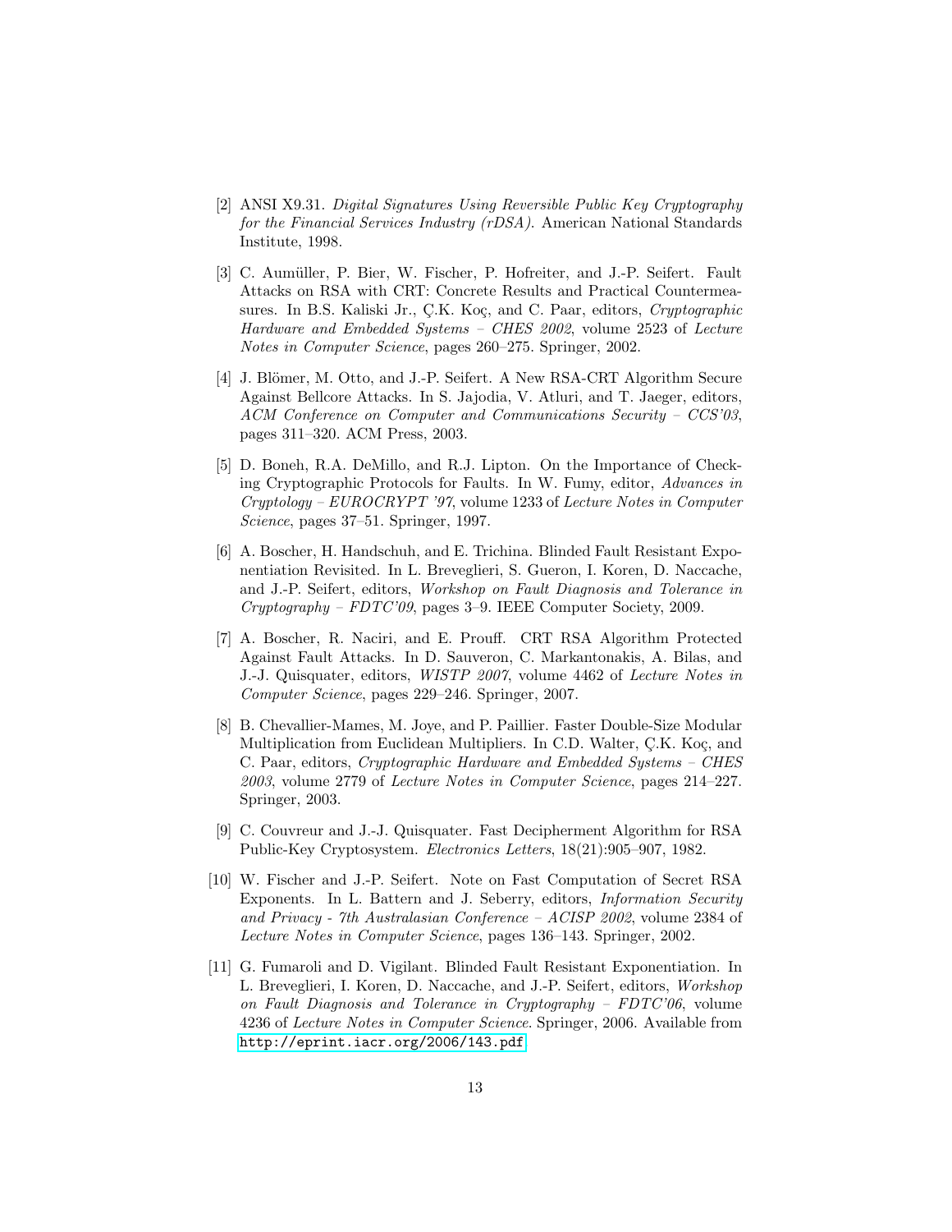[2] ANSI X9.31. *Digital Signatures Using Reversible Public Key Cryptography for the Financial Services Industry (rDSA)*. American National Standards Institute, 1998.

[3] C. Aumüller, P. Bier, W. Fischer, P. Hofreiter, and J.-P. Seifert. Fault Attacks on RSA with CRT: Concrete Results and Practical Countermeasures. In B.S. Kaliski Jr., Ç.K. Koç, and C. Paar, editors, *Cryptographic Hardware and Embedded Systems – CHES 2002*, volume 2523 of *Lecture Notes in Computer Science*, pages 260–275. Springer, 2002.

[4] J. Blömer, M. Otto, and J.-P. Seifert. A New RSA-CRT Algorithm Secure Against Bellcore Attacks. In S. Jajodia, V. Atluri, and T. Jaeger, editors, *ACM Conference on Computer and Communications Security – CCS'03*, pages 311–320. ACM Press, 2003.

[5] D. Boneh, R.A. DeMillo, and R.J. Lipton. On the Importance of Checking Cryptographic Protocols for Faults. In W. Fumy, editor, *Advances in Cryptology – EUROCRYPT '97*, volume 1233 of *Lecture Notes in Computer Science*, pages 37–51. Springer, 1997.

[6] A. Boscher, H. Handschuh, and E. Trichina. Blinded Fault Resistant Exponentiation Revisited. In L. Breveglieri, S. Gueron, I. Koren, D. Naccache, and J.-P. Seifert, editors, *Workshop on Fault Diagnosis and Tolerance in Cryptography – FDTC'09*, pages 3–9. IEEE Computer Society, 2009.

[7] A. Boscher, R. Naciri, and E. Prouff. CRT RSA Algorithm Protected Against Fault Attacks. In D. Sauveron, C. Markantonakis, A. Bilas, and J.-J. Quisquater, editors, *WISTP 2007*, volume 4462 of *Lecture Notes in Computer Science*, pages 229–246. Springer, 2007.

[8] B. Chevallier-Mames, M. Joye, and P. Paillier. Faster Double-Size Modular Multiplication from Euclidean Multipliers. In C.D. Walter, Ç.K. Koç, and C. Paar, editors, *Cryptographic Hardware and Embedded Systems – CHES 2003*, volume 2779 of *Lecture Notes in Computer Science*, pages 214–227. Springer, 2003.

[9] C. Couvreur and J.-J. Quisquater. Fast Decipherment Algorithm for RSA Public-Key Cryptosystem. *Electronics Letters*, 18(21):905–907, 1982.

[10] W. Fischer and J.-P. Seifert. Note on Fast Computation of Secret RSA Exponents. In L. Battern and J. Seberry, editors, *Information Security and Privacy - 7th Australasian Conference – ACISP 2002*, volume 2384 of *Lecture Notes in Computer Science*, pages 136–143. Springer, 2002.

[11] G. Fumaroli and D. Vigilant. Blinded Fault Resistant Exponentiation. In L. Breveglieri, I. Koren, D. Naccache, and J.-P. Seifert, editors, *Workshop on Fault Diagnosis and Tolerance in Cryptography – FDTC'06*, volume 4236 of *Lecture Notes in Computer Science*. Springer, 2006. Available from http://eprint.iacr.org/2006/143.pdf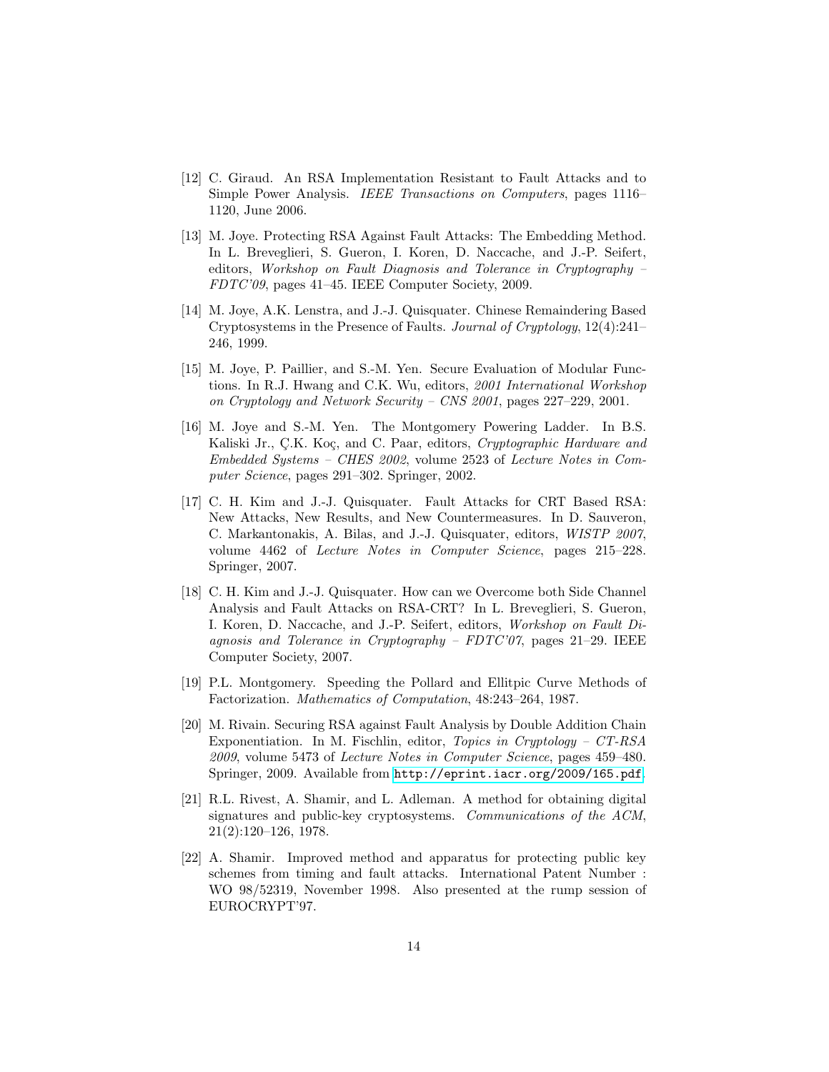[12] C. Giraud. An RSA Implementation Resistant to Fault Attacks and to Simple Power Analysis. *IEEE Transactions on Computers*, pages 1116–1120, June 2006.

[13] M. Joye. Protecting RSA Against Fault Attacks: The Embedding Method. In L. Breveglieri, S. Gueron, I. Koren, D. Naccache, and J.-P. Seifert, editors, *Workshop on Fault Diagnosis and Tolerance in Cryptography – FDTC'09*, pages 41–45. IEEE Computer Society, 2009.

[14] M. Joye, A.K. Lenstra, and J.-J. Quisquater. Chinese Remaindering Based Cryptosystems in the Presence of Faults. *Journal of Cryptology*, 12(4):241–246, 1999.

[15] M. Joye, P. Paillier, and S.-M. Yen. Secure Evaluation of Modular Functions. In R.J. Hwang and C.K. Wu, editors, *2001 International Workshop on Cryptology and Network Security – CNS 2001*, pages 227–229, 2001.

[16] M. Joye and S.-M. Yen. The Montgomery Powering Ladder. In B.S. Kaliski Jr., Ç.K. Koç, and C. Paar, editors, *Cryptographic Hardware and Embedded Systems – CHES 2002*, volume 2523 of *Lecture Notes in Computer Science*, pages 291–302. Springer, 2002.

[17] C. H. Kim and J.-J. Quisquater. Fault Attacks for CRT Based RSA: New Attacks, New Results, and New Countermeasures. In D. Sauveron, C. Markantonakis, A. Bilas, and J.-J. Quisquater, editors, *WISTP 2007*, volume 4462 of *Lecture Notes in Computer Science*, pages 215–228. Springer, 2007.

[18] C. H. Kim and J.-J. Quisquater. How can we Overcome both Side Channel Analysis and Fault Attacks on RSA-CRT? In L. Breveglieri, S. Gueron, I. Koren, D. Naccache, and J.-P. Seifert, editors, *Workshop on Fault Diagnosis and Tolerance in Cryptography – FDTC'07*, pages 21–29. IEEE Computer Society, 2007.

[19] P.L. Montgomery. Speeding the Pollard and Ellitpic Curve Methods of Factorization. *Mathematics of Computation*, 48:243–264, 1987.

[20] M. Rivain. Securing RSA against Fault Analysis by Double Addition Chain Exponentiation. In M. Fischlin, editor, *Topics in Cryptology – CT-RSA 2009*, volume 5473 of *Lecture Notes in Computer Science*, pages 459–480. Springer, 2009. Available from `http://eprint.iacr.org/2009/165.pdf`.

[21] R.L. Rivest, A. Shamir, and L. Adleman. A method for obtaining digital signatures and public-key cryptosystems. *Communications of the ACM*, 21(2):120–126, 1978.

[22] A. Shamir. Improved method and apparatus for protecting public key schemes from timing and fault attacks. International Patent Number : WO 98/52319, November 1998. Also presented at the rump session of EUROCRYPT'97.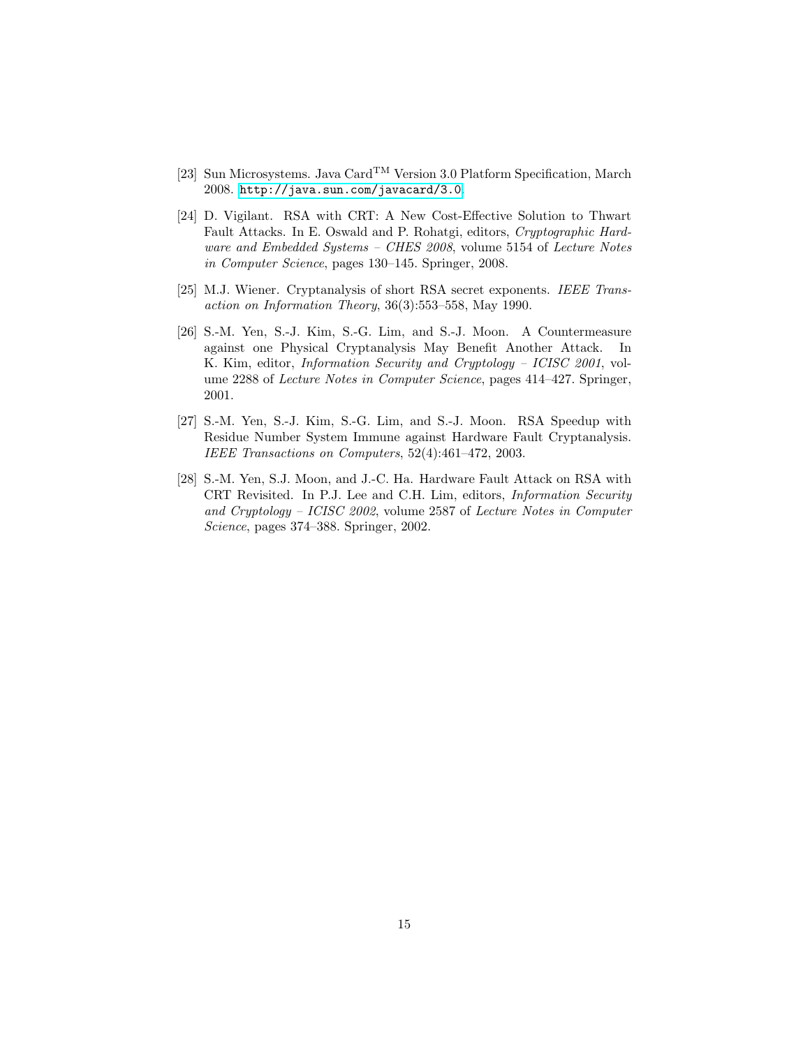[23] Sun Microsystems. Java Card$^{TM}$ Version 3.0 Platform Specification, March 2008. http://java.sun.com/javacard/3.0.

[24] D. Vigilant. RSA with CRT: A New Cost-Effective Solution to Thwart Fault Attacks. In E. Oswald and P. Rohatgi, editors, *Cryptographic Hardware and Embedded Systems – CHES 2008*, volume 5154 of *Lecture Notes in Computer Science*, pages 130–145. Springer, 2008.

[25] M.J. Wiener. Cryptanalysis of short RSA secret exponents. *IEEE Transaction on Information Theory*, 36(3):553–558, May 1990.

[26] S.-M. Yen, S.-J. Kim, S.-G. Lim, and S.-J. Moon. A Countermeasure against one Physical Cryptanalysis May Benefit Another Attack. In K. Kim, editor, *Information Security and Cryptology – ICISC 2001*, volume 2288 of *Lecture Notes in Computer Science*, pages 414–427. Springer, 2001.

[27] S.-M. Yen, S.-J. Kim, S.-G. Lim, and S.-J. Moon. RSA Speedup with Residue Number System Immune against Hardware Fault Cryptanalysis. *IEEE Transactions on Computers*, 52(4):461–472, 2003.

[28] S.-M. Yen, S.J. Moon, and J.-C. Ha. Hardware Fault Attack on RSA with CRT Revisited. In P.J. Lee and C.H. Lim, editors, *Information Security and Cryptology – ICISC 2002*, volume 2587 of *Lecture Notes in Computer Science*, pages 374–388. Springer, 2002.